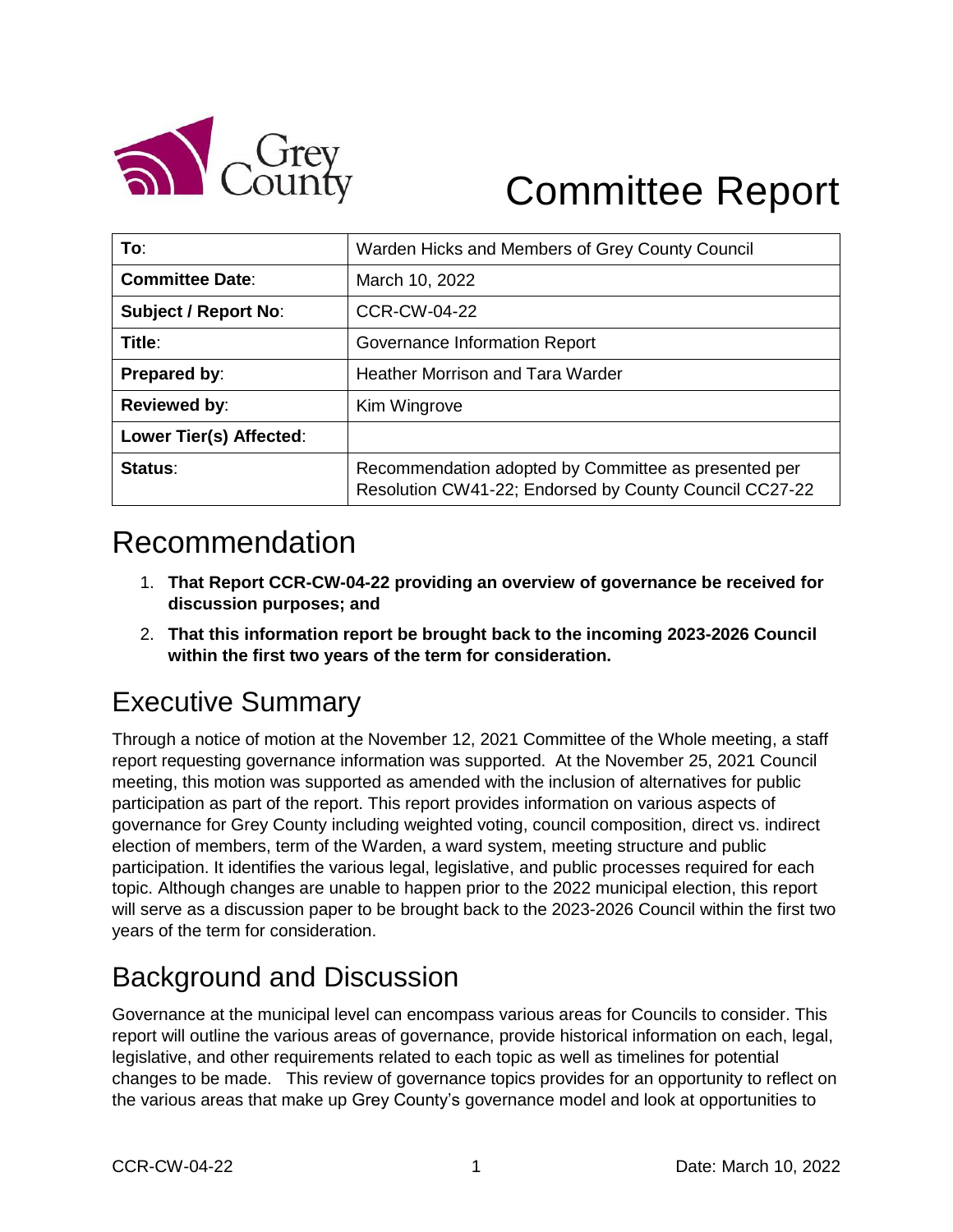# Committee Report

| To: | Warden Hicks and Members of Grey County Council |
|---|---|
| **Committee Date**: | March 10, 2022 |
| **Subject / Report No**: | CCR-CW-04-22 |
| **Title**: | Governance Information Report |
| **Prepared by**: | Heather Morrison and Tara Warder |
| **Reviewed by**: | Kim Wingrove |
| **Lower Tier(s) Affected**: | |
| **Status**: | Recommendation adopted by Committee as presented per Resolution CW41-22; Endorsed by County Council CC27-22 |

## Recommendation

1. **That Report CCR-CW-04-22 providing an overview of governance be received for discussion purposes; and**
2. **That this information report be brought back to the incoming 2023-2026 Council within the first two years of the term for consideration.**

## Executive Summary

Through a notice of motion at the November 12, 2021 Committee of the Whole meeting, a staff report requesting governance information was supported. At the November 25, 2021 Council meeting, this motion was supported as amended with the inclusion of alternatives for public participation as part of the report. This report provides information on various aspects of governance for Grey County including weighted voting, council composition, direct vs. indirect election of members, term of the Warden, a ward system, meeting structure and public participation. It identifies the various legal, legislative, and public processes required for each topic. Although changes are unable to happen prior to the 2022 municipal election, this report will serve as a discussion paper to be brought back to the 2023-2026 Council within the first two years of the term for consideration.

## Background and Discussion

Governance at the municipal level can encompass various areas for Councils to consider. This report will outline the various areas of governance, provide historical information on each, legal, legislative, and other requirements related to each topic as well as timelines for potential changes to be made. This review of governance topics provides for an opportunity to reflect on the various areas that make up Grey County's governance model and look at opportunities to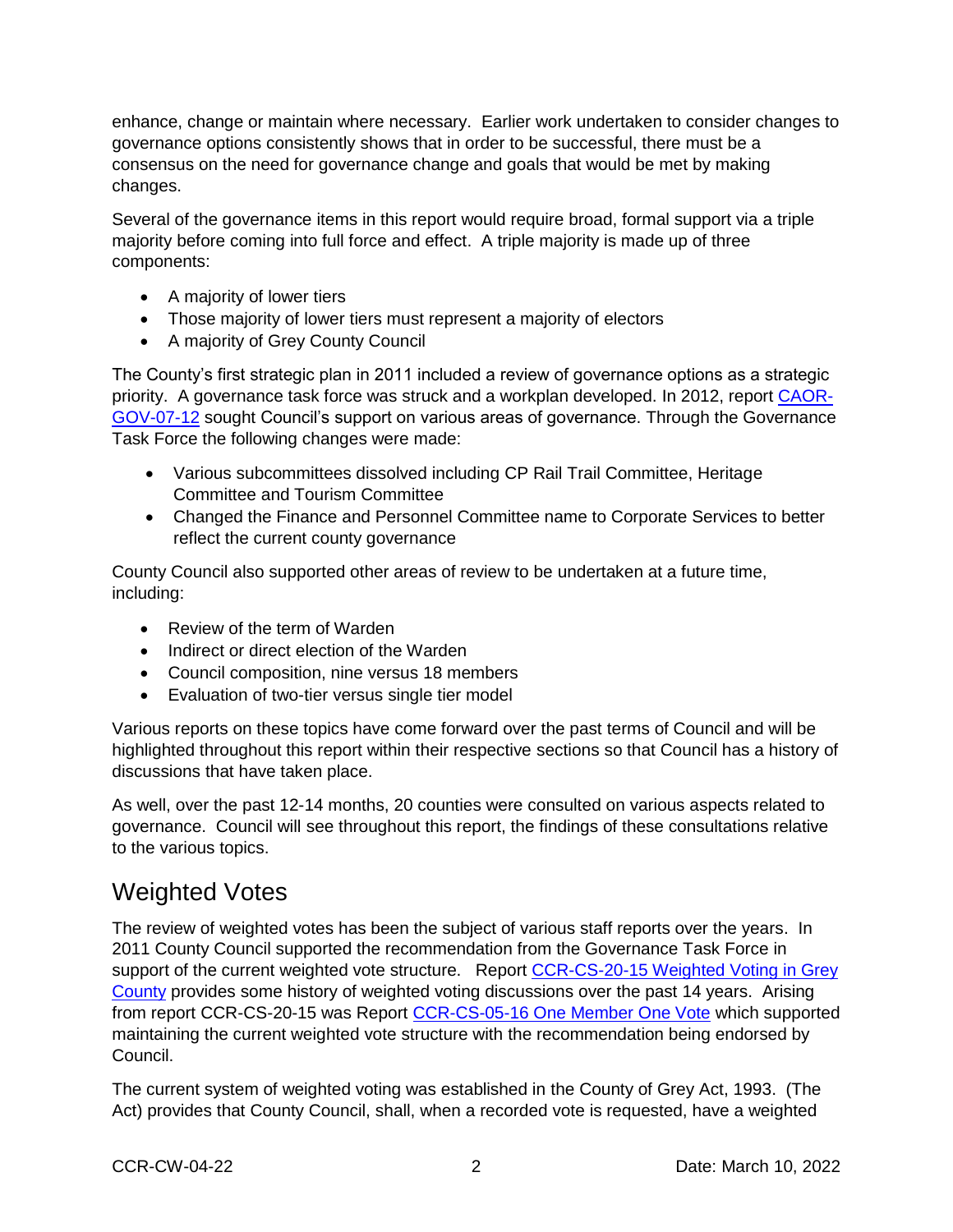enhance, change or maintain where necessary. Earlier work undertaken to consider changes to governance options consistently shows that in order to be successful, there must be a consensus on the need for governance change and goals that would be met by making changes.

Several of the governance items in this report would require broad, formal support via a triple majority before coming into full force and effect. A triple majority is made up of three components:

- A majority of lower tiers
- Those majority of lower tiers must represent a majority of electors
- A majority of Grey County Council

The County's first strategic plan in 2011 included a review of governance options as a strategic priority. A governance task force was struck and a workplan developed. In 2012, report CAOR-GOV-07-12 sought Council's support on various areas of governance. Through the Governance Task Force the following changes were made:

- Various subcommittees dissolved including CP Rail Trail Committee, Heritage Committee and Tourism Committee
- Changed the Finance and Personnel Committee name to Corporate Services to better reflect the current county governance

County Council also supported other areas of review to be undertaken at a future time, including:

- Review of the term of Warden
- Indirect or direct election of the Warden
- Council composition, nine versus 18 members
- Evaluation of two-tier versus single tier model

Various reports on these topics have come forward over the past terms of Council and will be highlighted throughout this report within their respective sections so that Council has a history of discussions that have taken place.

As well, over the past 12-14 months, 20 counties were consulted on various aspects related to governance. Council will see throughout this report, the findings of these consultations relative to the various topics.

## Weighted Votes

The review of weighted votes has been the subject of various staff reports over the years. In 2011 County Council supported the recommendation from the Governance Task Force in support of the current weighted vote structure. Report CCR-CS-20-15 Weighted Voting in Grey County provides some history of weighted voting discussions over the past 14 years. Arising from report CCR-CS-20-15 was Report CCR-CS-05-16 One Member One Vote which supported maintaining the current weighted vote structure with the recommendation being endorsed by Council.

The current system of weighted voting was established in the County of Grey Act, 1993. (The Act) provides that County Council, shall, when a recorded vote is requested, have a weighted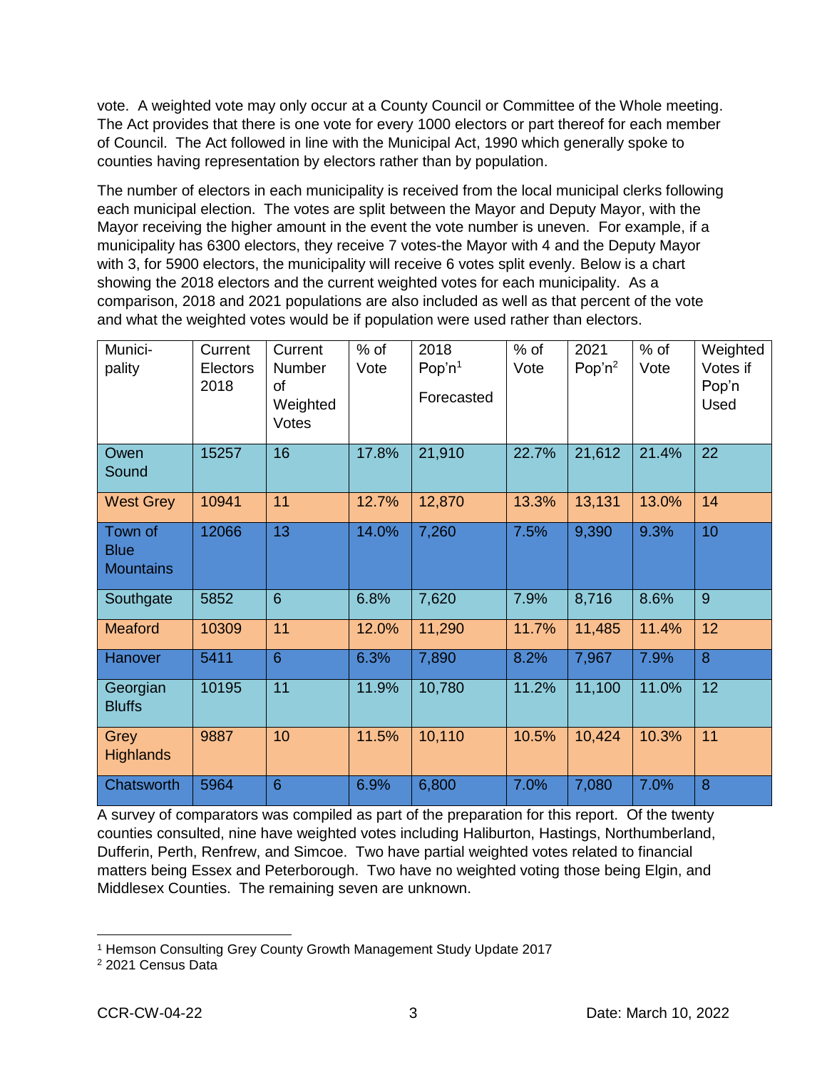vote. A weighted vote may only occur at a County Council or Committee of the Whole meeting. The Act provides that there is one vote for every 1000 electors or part thereof for each member of Council. The Act followed in line with the Municipal Act, 1990 which generally spoke to counties having representation by electors rather than by population.

The number of electors in each municipality is received from the local municipal clerks following each municipal election. The votes are split between the Mayor and Deputy Mayor, with the Mayor receiving the higher amount in the event the vote number is uneven. For example, if a municipality has 6300 electors, they receive 7 votes-the Mayor with 4 and the Deputy Mayor with 3, for 5900 electors, the municipality will receive 6 votes split evenly. Below is a chart showing the 2018 electors and the current weighted votes for each municipality. As a comparison, 2018 and 2021 populations are also included as well as that percent of the vote and what the weighted votes would be if population were used rather than electors.

| Municipality | Current Electors 2018 | Current Number of Weighted Votes | % of Vote | 2018 Pop'n[1] Forecasted | % of Vote | 2021 Pop'n[2] | % of Vote | Weighted Votes if Pop'n Used |
|---|---|---|---|---|---|---|---|---|
| Owen Sound | 15257 | 16 | 17.8% | 21,910 | 22.7% | 21,612 | 21.4% | 22 |
| West Grey | 10941 | 11 | 12.7% | 12,870 | 13.3% | 13,131 | 13.0% | 14 |
| Town of Blue Mountains | 12066 | 13 | 14.0% | 7,260 | 7.5% | 9,390 | 9.3% | 10 |
| Southgate | 5852 | 6 | 6.8% | 7,620 | 7.9% | 8,716 | 8.6% | 9 |
| Meaford | 10309 | 11 | 12.0% | 11,290 | 11.7% | 11,485 | 11.4% | 12 |
| Hanover | 5411 | 6 | 6.3% | 7,890 | 8.2% | 7,967 | 7.9% | 8 |
| Georgian Bluffs | 10195 | 11 | 11.9% | 10,780 | 11.2% | 11,100 | 11.0% | 12 |
| Grey Highlands | 9887 | 10 | 11.5% | 10,110 | 10.5% | 10,424 | 10.3% | 11 |
| Chatsworth | 5964 | 6 | 6.9% | 6,800 | 7.0% | 7,080 | 7.0% | 8 |

A survey of comparators was compiled as part of the preparation for this report. Of the twenty counties consulted, nine have weighted votes including Haliburton, Hastings, Northumberland, Dufferin, Perth, Renfrew, and Simcoe. Two have partial weighted votes related to financial matters being Essex and Peterborough. Two have no weighted voting those being Elgin, and Middlesex Counties. The remaining seven are unknown.

[1] Hemson Consulting Grey County Growth Management Study Update 2017

[2] 2021 Census Data

CCR-CW-04-22 Date: March 10, 2022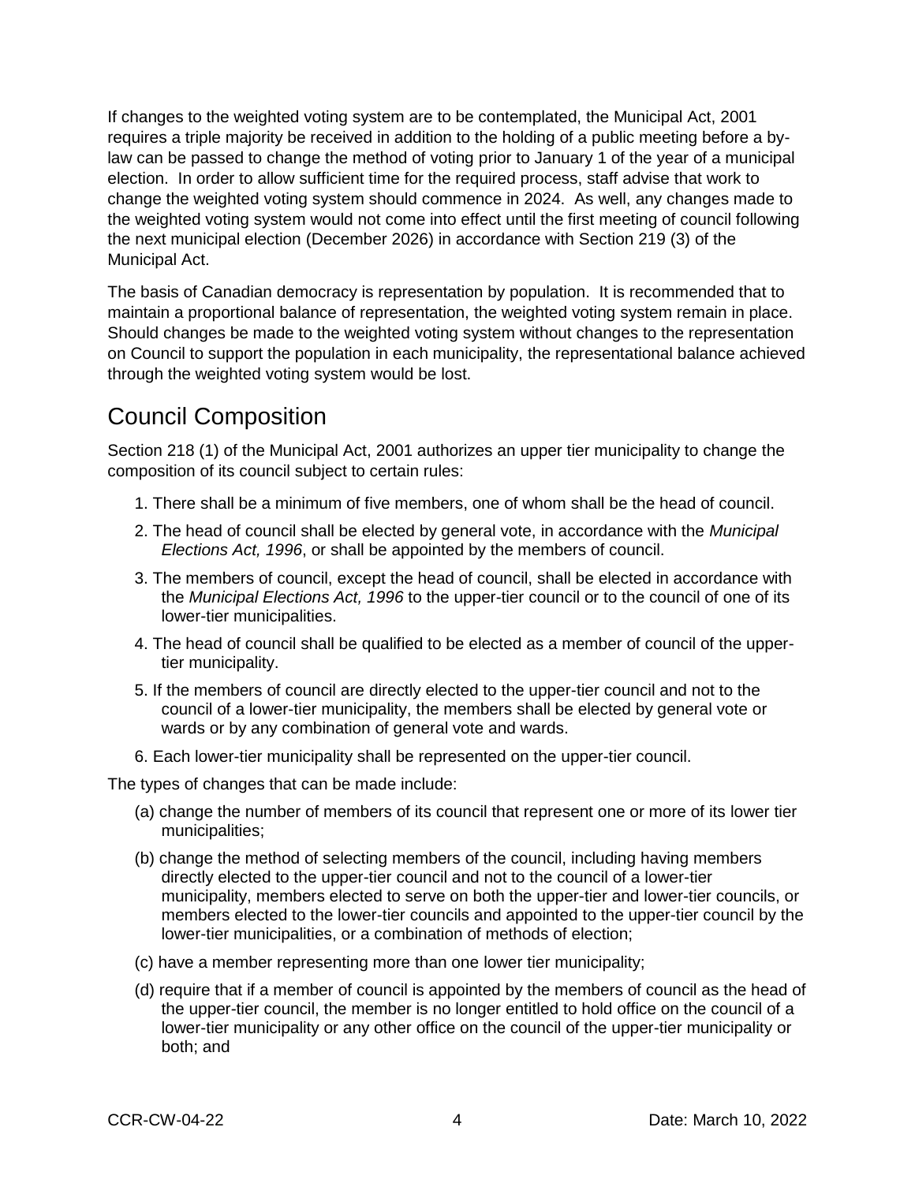If changes to the weighted voting system are to be contemplated, the Municipal Act, 2001 requires a triple majority be received in addition to the holding of a public meeting before a by-law can be passed to change the method of voting prior to January 1 of the year of a municipal election. In order to allow sufficient time for the required process, staff advise that work to change the weighted voting system should commence in 2024. As well, any changes made to the weighted voting system would not come into effect until the first meeting of council following the next municipal election (December 2026) in accordance with Section 219 (3) of the Municipal Act.

The basis of Canadian democracy is representation by population. It is recommended that to maintain a proportional balance of representation, the weighted voting system remain in place. Should changes be made to the weighted voting system without changes to the representation on Council to support the population in each municipality, the representational balance achieved through the weighted voting system would be lost.

## Council Composition

Section 218 (1) of the Municipal Act, 2001 authorizes an upper tier municipality to change the composition of its council subject to certain rules:

1. There shall be a minimum of five members, one of whom shall be the head of council.
2. The head of council shall be elected by general vote, in accordance with the *Municipal Elections Act, 1996*, or shall be appointed by the members of council.
3. The members of council, except the head of council, shall be elected in accordance with the *Municipal Elections Act, 1996* to the upper-tier council or to the council of one of its lower-tier municipalities.
4. The head of council shall be qualified to be elected as a member of council of the upper-tier municipality.
5. If the members of council are directly elected to the upper-tier council and not to the council of a lower-tier municipality, the members shall be elected by general vote or wards or by any combination of general vote and wards.
6. Each lower-tier municipality shall be represented on the upper-tier council.

The types of changes that can be made include:

(a) change the number of members of its council that represent one or more of its lower tier municipalities;

(b) change the method of selecting members of the council, including having members directly elected to the upper-tier council and not to the council of a lower-tier municipality, members elected to serve on both the upper-tier and lower-tier councils, or members elected to the lower-tier councils and appointed to the upper-tier council by the lower-tier municipalities, or a combination of methods of election;

(c) have a member representing more than one lower tier municipality;

(d) require that if a member of council is appointed by the members of council as the head of the upper-tier council, the member is no longer entitled to hold office on the council of a lower-tier municipality or any other office on the council of the upper-tier municipality or both; and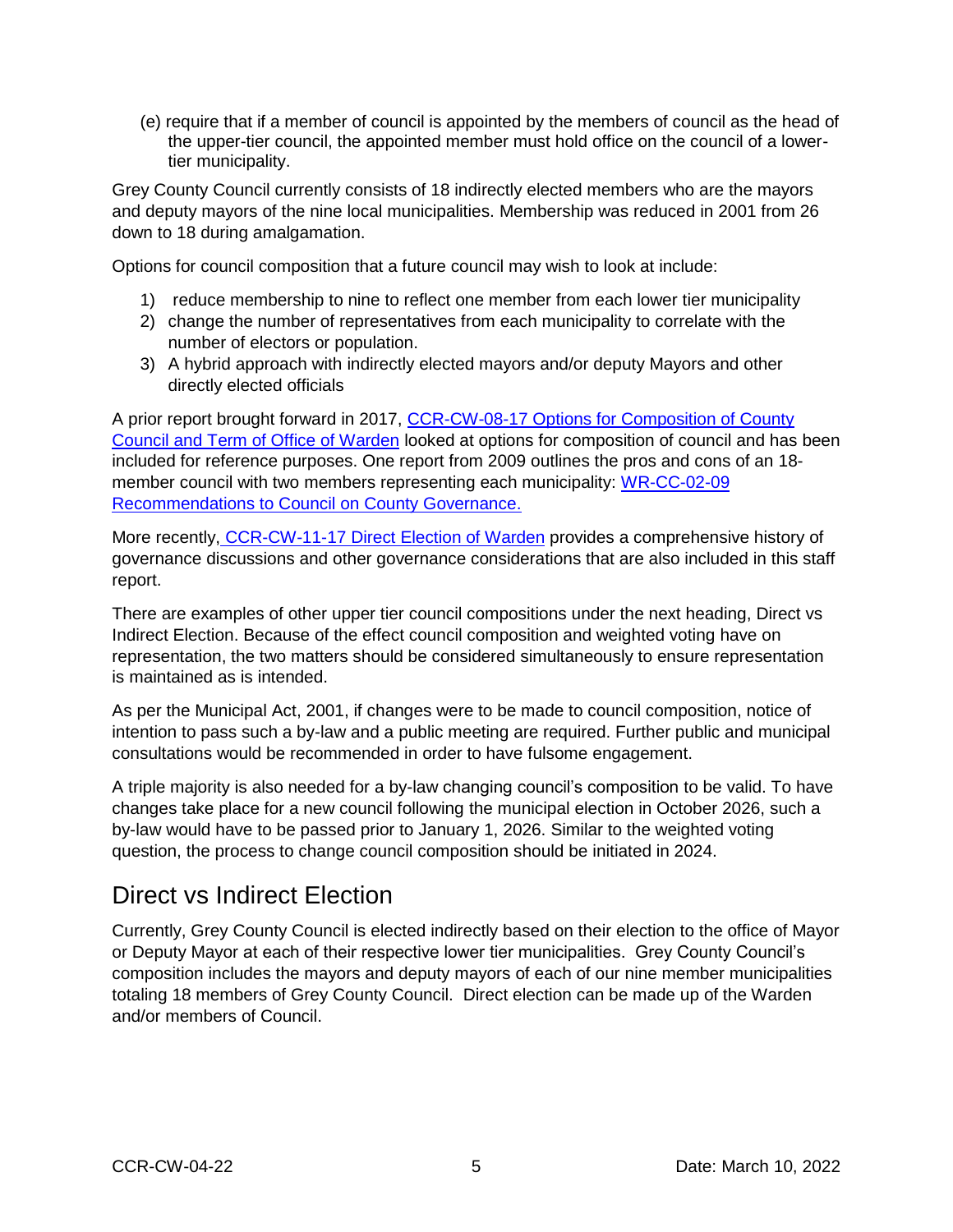(e) require that if a member of council is appointed by the members of council as the head of the upper-tier council, the appointed member must hold office on the council of a lower-tier municipality.

Grey County Council currently consists of 18 indirectly elected members who are the mayors and deputy mayors of the nine local municipalities. Membership was reduced in 2001 from 26 down to 18 during amalgamation.

Options for council composition that a future council may wish to look at include:

1) reduce membership to nine to reflect one member from each lower tier municipality
2) change the number of representatives from each municipality to correlate with the number of electors or population.
3) A hybrid approach with indirectly elected mayors and/or deputy Mayors and other directly elected officials

A prior report brought forward in 2017, [CCR-CW-08-17 Options for Composition of County Council and Term of Office of Warden]() looked at options for composition of council and has been included for reference purposes. One report from 2009 outlines the pros and cons of an 18-member council with two members representing each municipality: [WR-CC-02-09 Recommendations to Council on County Governance.]()

More recently, [CCR-CW-11-17 Direct Election of Warden]() provides a comprehensive history of governance discussions and other governance considerations that are also included in this staff report.

There are examples of other upper tier council compositions under the next heading, Direct vs Indirect Election. Because of the effect council composition and weighted voting have on representation, the two matters should be considered simultaneously to ensure representation is maintained as is intended.

As per the Municipal Act, 2001, if changes were to be made to council composition, notice of intention to pass such a by-law and a public meeting are required. Further public and municipal consultations would be recommended in order to have fulsome engagement.

A triple majority is also needed for a by-law changing council's composition to be valid. To have changes take place for a new council following the municipal election in October 2026, such a by-law would have to be passed prior to January 1, 2026. Similar to the weighted voting question, the process to change council composition should be initiated in 2024.

## Direct vs Indirect Election

Currently, Grey County Council is elected indirectly based on their election to the office of Mayor or Deputy Mayor at each of their respective lower tier municipalities. Grey County Council's composition includes the mayors and deputy mayors of each of our nine member municipalities totaling 18 members of Grey County Council. Direct election can be made up of the Warden and/or members of Council.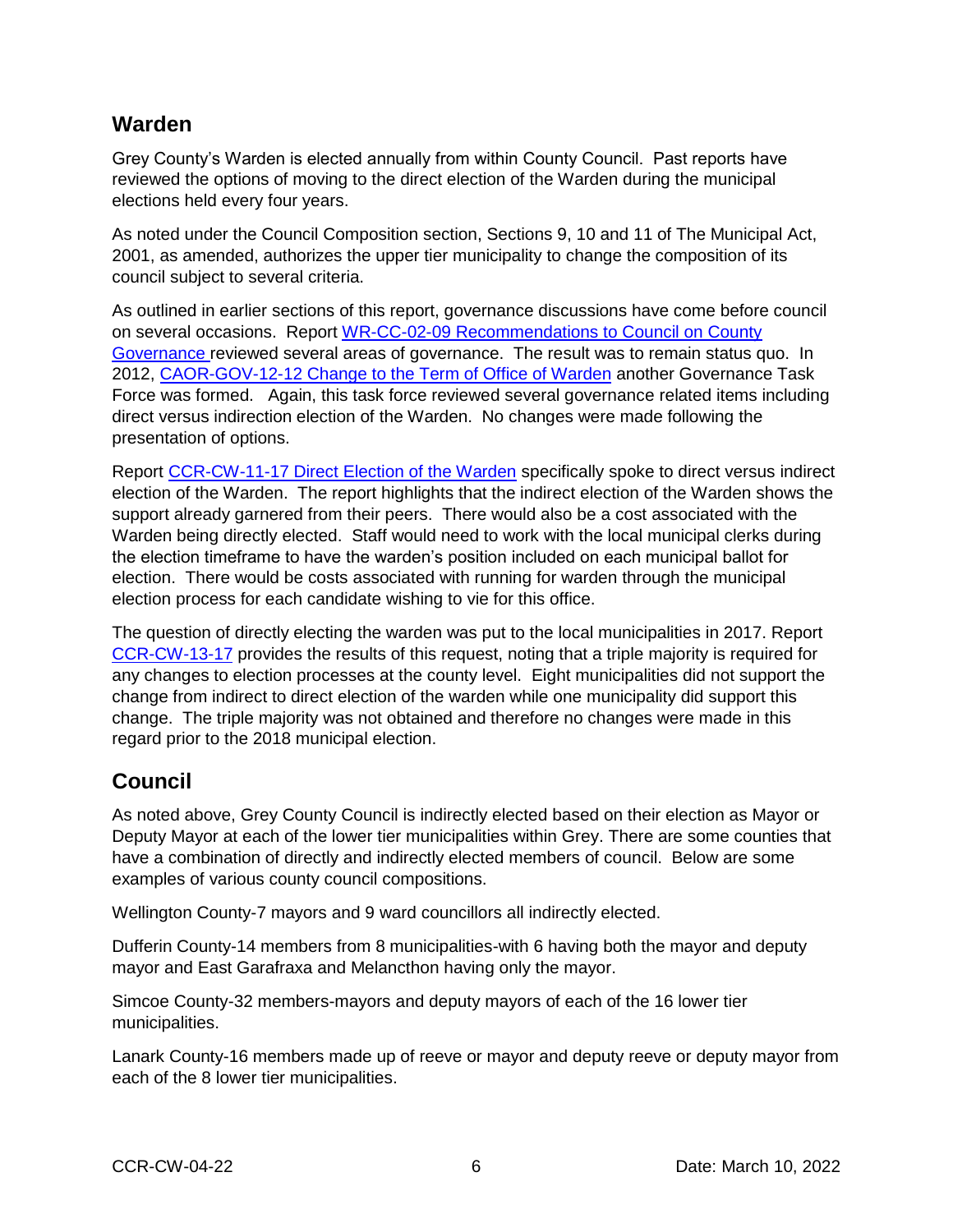## Warden

Grey County's Warden is elected annually from within County Council. Past reports have reviewed the options of moving to the direct election of the Warden during the municipal elections held every four years.

As noted under the Council Composition section, Sections 9, 10 and 11 of The Municipal Act, 2001, as amended, authorizes the upper tier municipality to change the composition of its council subject to several criteria.

As outlined in earlier sections of this report, governance discussions have come before council on several occasions. Report WR-CC-02-09 Recommendations to Council on County Governance reviewed several areas of governance. The result was to remain status quo. In 2012, CAOR-GOV-12-12 Change to the Term of Office of Warden another Governance Task Force was formed. Again, this task force reviewed several governance related items including direct versus indirection election of the Warden. No changes were made following the presentation of options.

Report CCR-CW-11-17 Direct Election of the Warden specifically spoke to direct versus indirect election of the Warden. The report highlights that the indirect election of the Warden shows the support already garnered from their peers. There would also be a cost associated with the Warden being directly elected. Staff would need to work with the local municipal clerks during the election timeframe to have the warden's position included on each municipal ballot for election. There would be costs associated with running for warden through the municipal election process for each candidate wishing to vie for this office.

The question of directly electing the warden was put to the local municipalities in 2017. Report CCR-CW-13-17 provides the results of this request, noting that a triple majority is required for any changes to election processes at the county level. Eight municipalities did not support the change from indirect to direct election of the warden while one municipality did support this change. The triple majority was not obtained and therefore no changes were made in this regard prior to the 2018 municipal election.

## Council

As noted above, Grey County Council is indirectly elected based on their election as Mayor or Deputy Mayor at each of the lower tier municipalities within Grey. There are some counties that have a combination of directly and indirectly elected members of council. Below are some examples of various county council compositions.

Wellington County-7 mayors and 9 ward councillors all indirectly elected.

Dufferin County-14 members from 8 municipalities-with 6 having both the mayor and deputy mayor and East Garafraxa and Melancthon having only the mayor.

Simcoe County-32 members-mayors and deputy mayors of each of the 16 lower tier municipalities.

Lanark County-16 members made up of reeve or mayor and deputy reeve or deputy mayor from each of the 8 lower tier municipalities.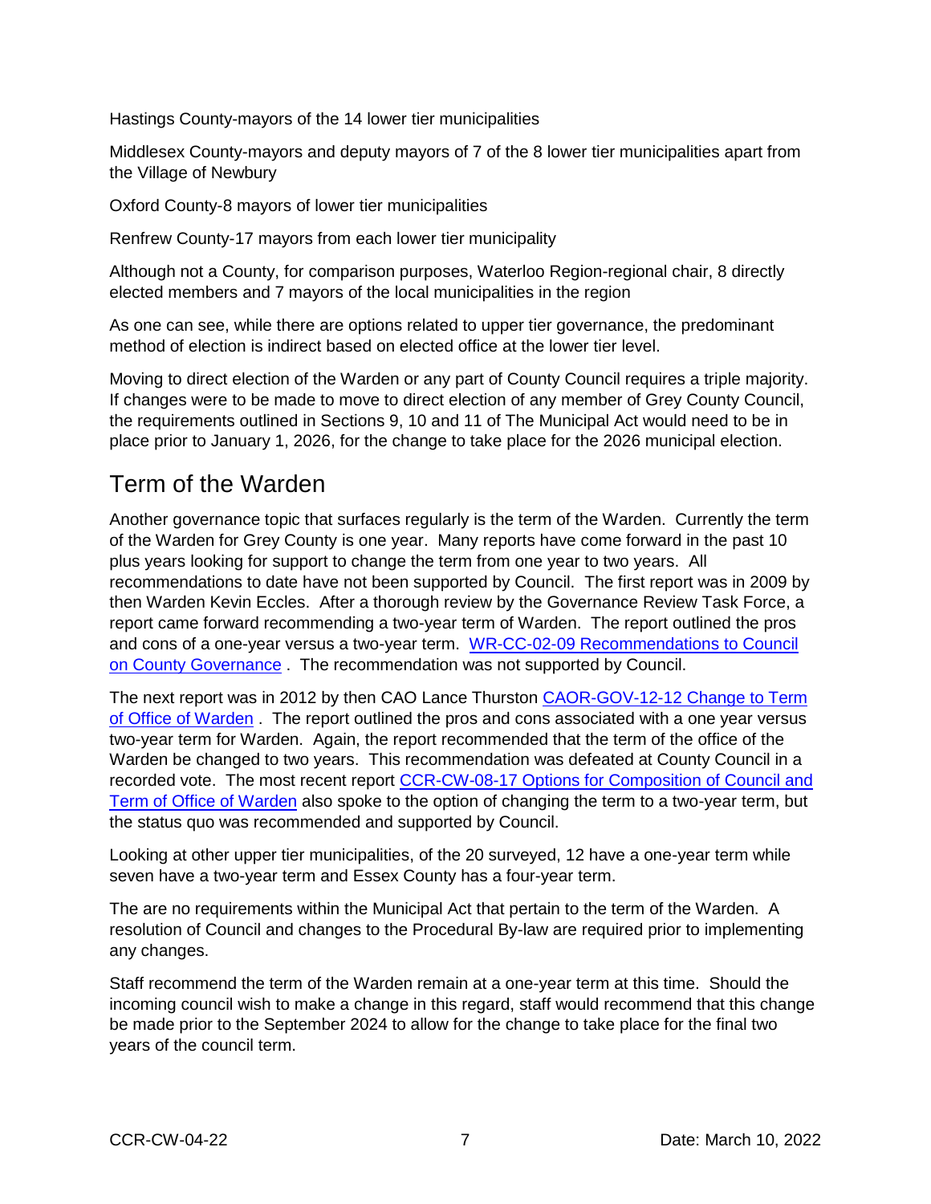Hastings County-mayors of the 14 lower tier municipalities

Middlesex County-mayors and deputy mayors of 7 of the 8 lower tier municipalities apart from the Village of Newbury

Oxford County-8 mayors of lower tier municipalities

Renfrew County-17 mayors from each lower tier municipality

Although not a County, for comparison purposes, Waterloo Region-regional chair, 8 directly elected members and 7 mayors of the local municipalities in the region

As one can see, while there are options related to upper tier governance, the predominant method of election is indirect based on elected office at the lower tier level.

Moving to direct election of the Warden or any part of County Council requires a triple majority. If changes were to be made to move to direct election of any member of Grey County Council, the requirements outlined in Sections 9, 10 and 11 of The Municipal Act would need to be in place prior to January 1, 2026, for the change to take place for the 2026 municipal election.

## Term of the Warden

Another governance topic that surfaces regularly is the term of the Warden. Currently the term of the Warden for Grey County is one year. Many reports have come forward in the past 10 plus years looking for support to change the term from one year to two years. All recommendations to date have not been supported by Council. The first report was in 2009 by then Warden Kevin Eccles. After a thorough review by the Governance Review Task Force, a report came forward recommending a two-year term of Warden. The report outlined the pros and cons of a one-year versus a two-year term. [WR-CC-02-09 Recommendations to Council on County Governance](). The recommendation was not supported by Council.

The next report was in 2012 by then CAO Lance Thurston [CAOR-GOV-12-12 Change to Term of Office of Warden](). The report outlined the pros and cons associated with a one year versus two-year term for Warden. Again, the report recommended that the term of the office of the Warden be changed to two years. This recommendation was defeated at County Council in a recorded vote. The most recent report [CCR-CW-08-17 Options for Composition of Council and Term of Office of Warden]() also spoke to the option of changing the term to a two-year term, but the status quo was recommended and supported by Council.

Looking at other upper tier municipalities, of the 20 surveyed, 12 have a one-year term while seven have a two-year term and Essex County has a four-year term.

The are no requirements within the Municipal Act that pertain to the term of the Warden. A resolution of Council and changes to the Procedural By-law are required prior to implementing any changes.

Staff recommend the term of the Warden remain at a one-year term at this time. Should the incoming council wish to make a change in this regard, staff would recommend that this change be made prior to the September 2024 to allow for the change to take place for the final two years of the council term.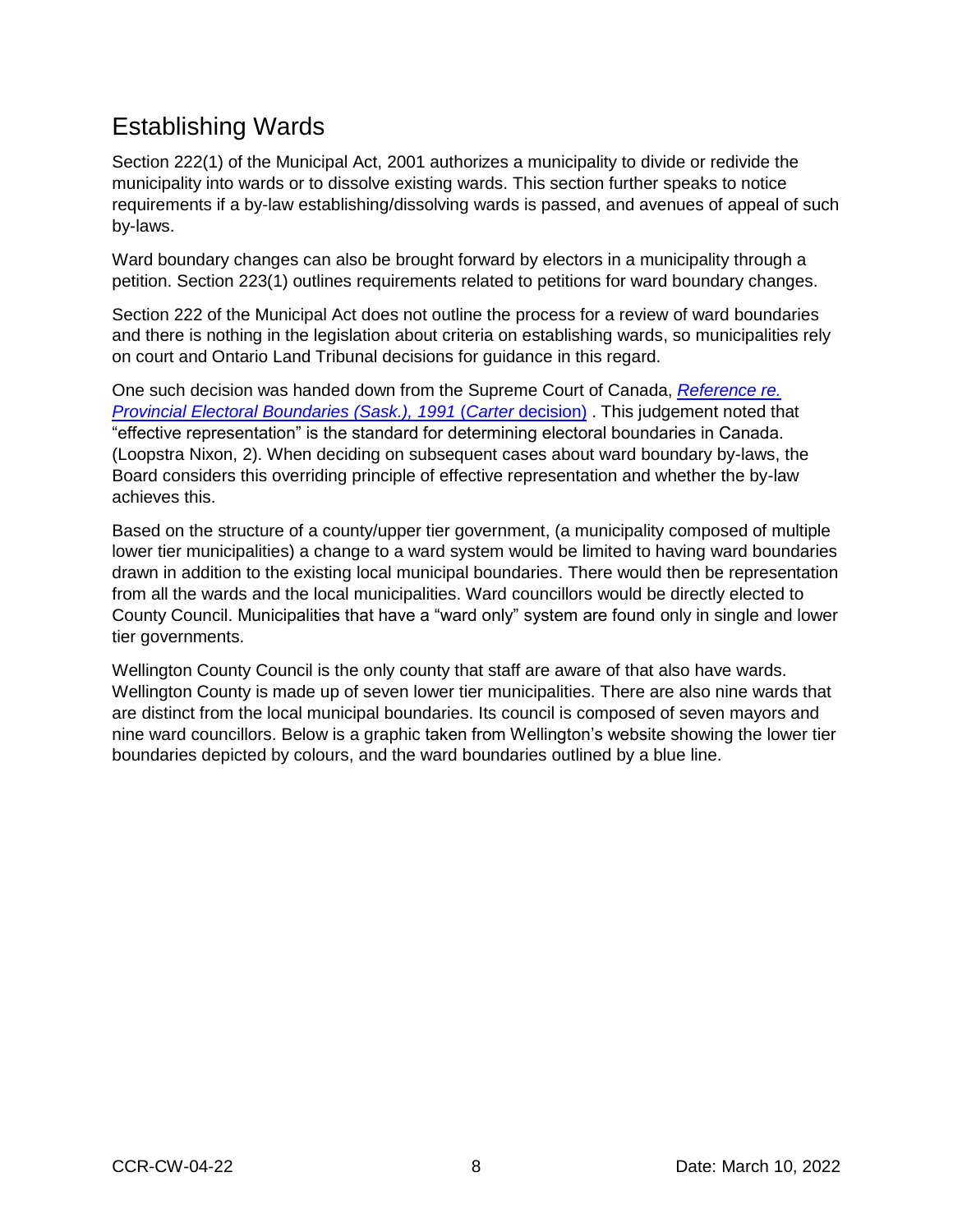## Establishing Wards

Section 222(1) of the Municipal Act, 2001 authorizes a municipality to divide or redivide the municipality into wards or to dissolve existing wards. This section further speaks to notice requirements if a by-law establishing/dissolving wards is passed, and avenues of appeal of such by-laws.

Ward boundary changes can also be brought forward by electors in a municipality through a petition. Section 223(1) outlines requirements related to petitions for ward boundary changes.

Section 222 of the Municipal Act does not outline the process for a review of ward boundaries and there is nothing in the legislation about criteria on establishing wards, so municipalities rely on court and Ontario Land Tribunal decisions for guidance in this regard.

One such decision was handed down from the Supreme Court of Canada, *Reference re. Provincial Electoral Boundaries (Sask.), 1991* (*Carter* decision) . This judgement noted that "effective representation" is the standard for determining electoral boundaries in Canada. (Loopstra Nixon, 2). When deciding on subsequent cases about ward boundary by-laws, the Board considers this overriding principle of effective representation and whether the by-law achieves this.

Based on the structure of a county/upper tier government, (a municipality composed of multiple lower tier municipalities) a change to a ward system would be limited to having ward boundaries drawn in addition to the existing local municipal boundaries. There would then be representation from all the wards and the local municipalities. Ward councillors would be directly elected to County Council. Municipalities that have a "ward only" system are found only in single and lower tier governments.

Wellington County Council is the only county that staff are aware of that also have wards. Wellington County is made up of seven lower tier municipalities. There are also nine wards that are distinct from the local municipal boundaries. Its council is composed of seven mayors and nine ward councillors. Below is a graphic taken from Wellington's website showing the lower tier boundaries depicted by colours, and the ward boundaries outlined by a blue line.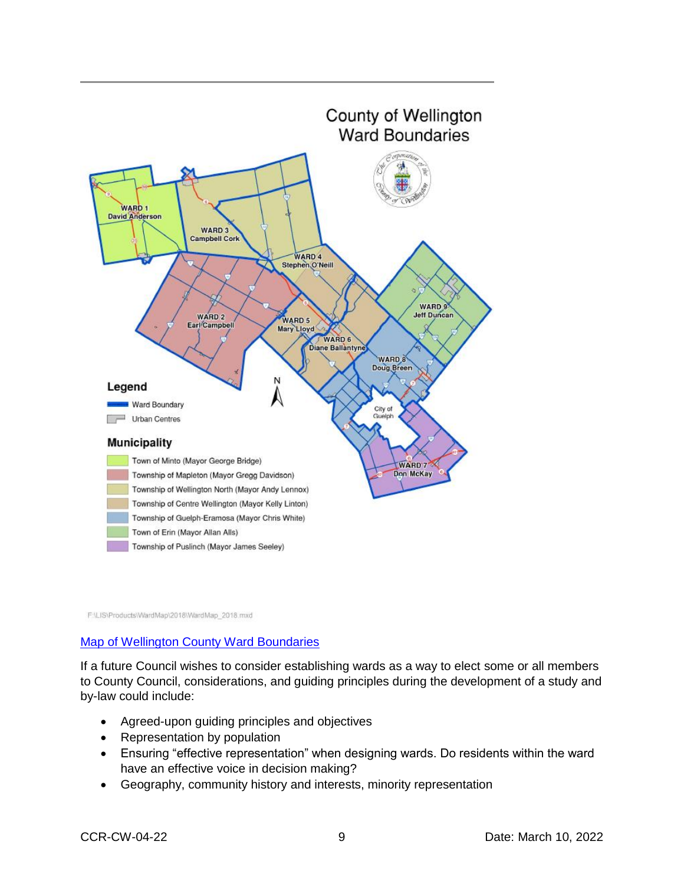Map of Wellington County Ward Boundaries

If a future Council wishes to consider establishing wards as a way to elect some or all members to County Council, considerations, and guiding principles during the development of a study and by-law could include:

- Agreed-upon guiding principles and objectives
- Representation by population
- Ensuring "effective representation" when designing wards. Do residents within the ward have an effective voice in decision making?
- Geography, community history and interests, minority representation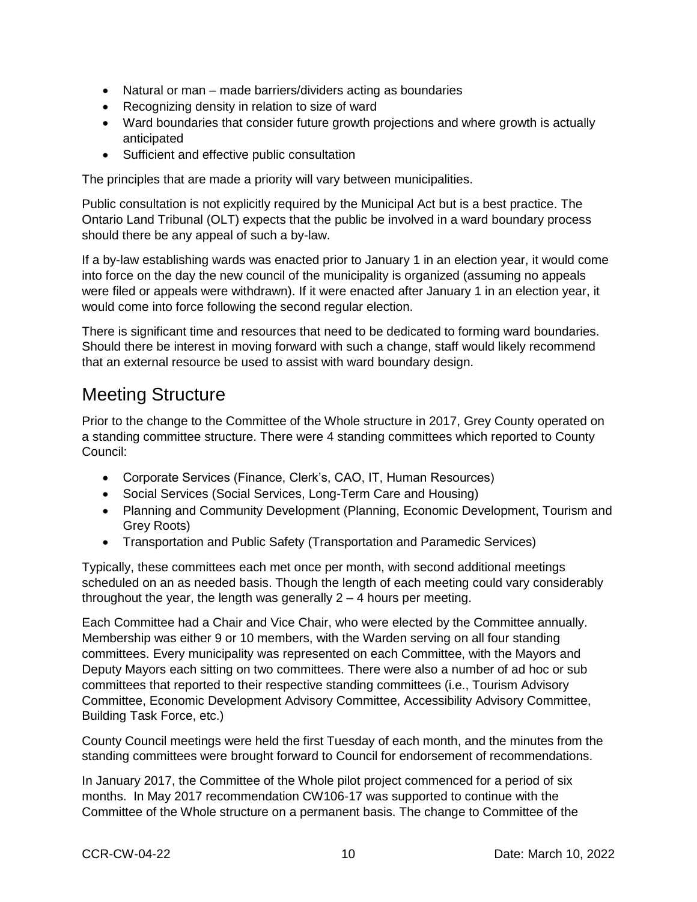- Natural or man – made barriers/dividers acting as boundaries
- Recognizing density in relation to size of ward
- Ward boundaries that consider future growth projections and where growth is actually anticipated
- Sufficient and effective public consultation

The principles that are made a priority will vary between municipalities.

Public consultation is not explicitly required by the Municipal Act but is a best practice. The Ontario Land Tribunal (OLT) expects that the public be involved in a ward boundary process should there be any appeal of such a by-law.

If a by-law establishing wards was enacted prior to January 1 in an election year, it would come into force on the day the new council of the municipality is organized (assuming no appeals were filed or appeals were withdrawn). If it were enacted after January 1 in an election year, it would come into force following the second regular election.

There is significant time and resources that need to be dedicated to forming ward boundaries. Should there be interest in moving forward with such a change, staff would likely recommend that an external resource be used to assist with ward boundary design.

## Meeting Structure

Prior to the change to the Committee of the Whole structure in 2017, Grey County operated on a standing committee structure. There were 4 standing committees which reported to County Council:

- Corporate Services (Finance, Clerk's, CAO, IT, Human Resources)
- Social Services (Social Services, Long-Term Care and Housing)
- Planning and Community Development (Planning, Economic Development, Tourism and Grey Roots)
- Transportation and Public Safety (Transportation and Paramedic Services)

Typically, these committees each met once per month, with second additional meetings scheduled on an as needed basis. Though the length of each meeting could vary considerably throughout the year, the length was generally 2 – 4 hours per meeting.

Each Committee had a Chair and Vice Chair, who were elected by the Committee annually. Membership was either 9 or 10 members, with the Warden serving on all four standing committees. Every municipality was represented on each Committee, with the Mayors and Deputy Mayors each sitting on two committees. There were also a number of ad hoc or sub committees that reported to their respective standing committees (i.e., Tourism Advisory Committee, Economic Development Advisory Committee, Accessibility Advisory Committee, Building Task Force, etc.)

County Council meetings were held the first Tuesday of each month, and the minutes from the standing committees were brought forward to Council for endorsement of recommendations.

In January 2017, the Committee of the Whole pilot project commenced for a period of six months. In May 2017 recommendation CW106-17 was supported to continue with the Committee of the Whole structure on a permanent basis. The change to Committee of the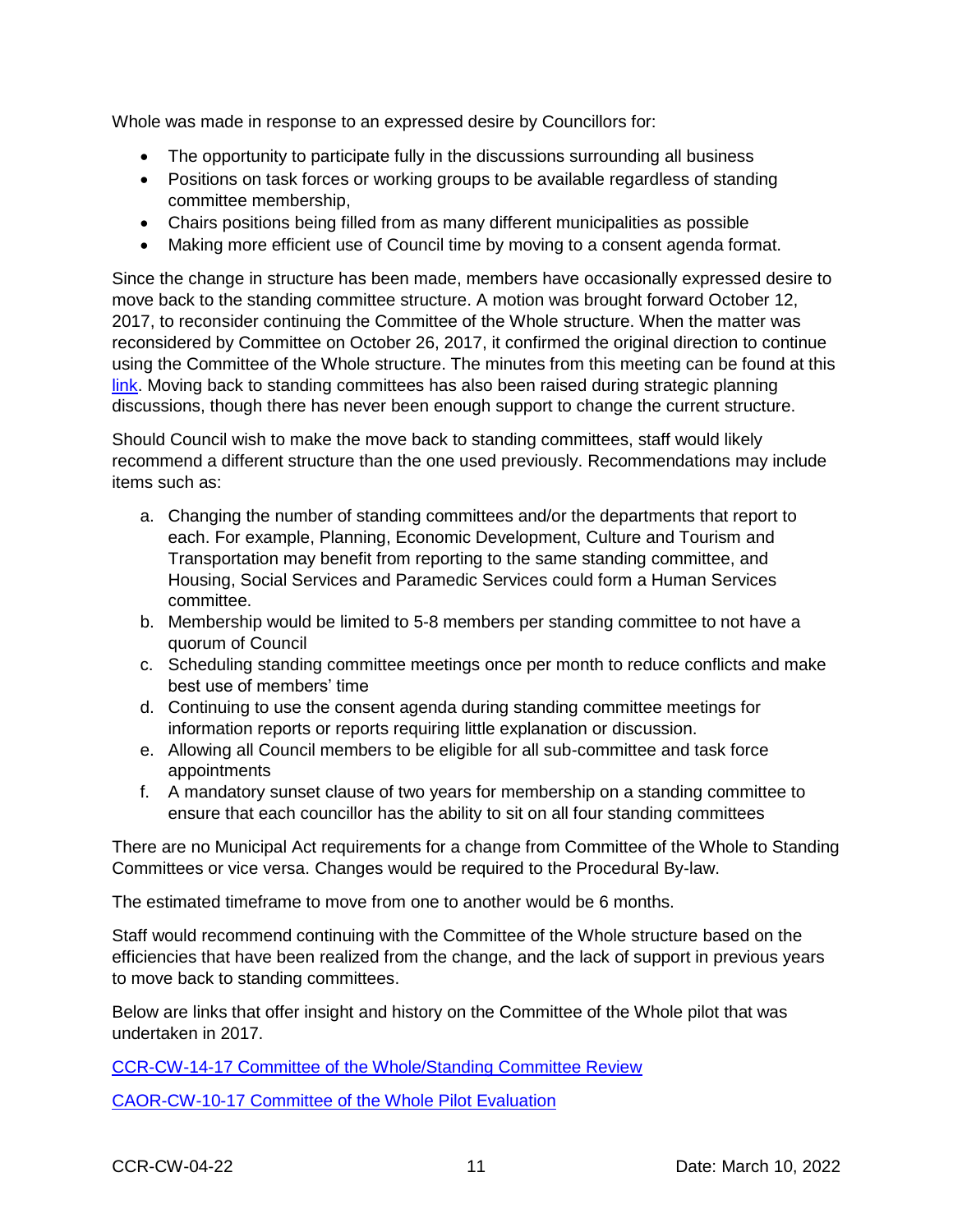Whole was made in response to an expressed desire by Councillors for:

- The opportunity to participate fully in the discussions surrounding all business
- Positions on task forces or working groups to be available regardless of standing committee membership,
- Chairs positions being filled from as many different municipalities as possible
- Making more efficient use of Council time by moving to a consent agenda format.

Since the change in structure has been made, members have occasionally expressed desire to move back to the standing committee structure. A motion was brought forward October 12, 2017, to reconsider continuing the Committee of the Whole structure. When the matter was reconsidered by Committee on October 26, 2017, it confirmed the original direction to continue using the Committee of the Whole structure. The minutes from this meeting can be found at this link. Moving back to standing committees has also been raised during strategic planning discussions, though there has never been enough support to change the current structure.

Should Council wish to make the move back to standing committees, staff would likely recommend a different structure than the one used previously. Recommendations may include items such as:

a. Changing the number of standing committees and/or the departments that report to each. For example, Planning, Economic Development, Culture and Tourism and Transportation may benefit from reporting to the same standing committee, and Housing, Social Services and Paramedic Services could form a Human Services committee.
b. Membership would be limited to 5-8 members per standing committee to not have a quorum of Council
c. Scheduling standing committee meetings once per month to reduce conflicts and make best use of members' time
d. Continuing to use the consent agenda during standing committee meetings for information reports or reports requiring little explanation or discussion.
e. Allowing all Council members to be eligible for all sub-committee and task force appointments
f. A mandatory sunset clause of two years for membership on a standing committee to ensure that each councillor has the ability to sit on all four standing committees

There are no Municipal Act requirements for a change from Committee of the Whole to Standing Committees or vice versa. Changes would be required to the Procedural By-law.

The estimated timeframe to move from one to another would be 6 months.

Staff would recommend continuing with the Committee of the Whole structure based on the efficiencies that have been realized from the change, and the lack of support in previous years to move back to standing committees.

Below are links that offer insight and history on the Committee of the Whole pilot that was undertaken in 2017.

CCR-CW-14-17 Committee of the Whole/Standing Committee Review

CAOR-CW-10-17 Committee of the Whole Pilot Evaluation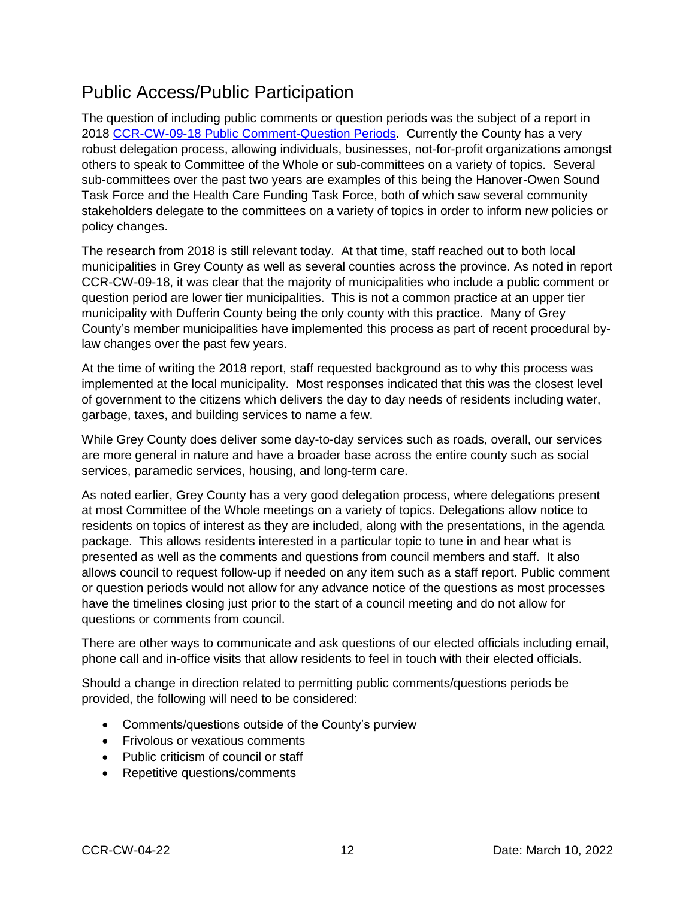## Public Access/Public Participation

The question of including public comments or question periods was the subject of a report in 2018 [CCR-CW-09-18 Public Comment-Question Periods](). Currently the County has a very robust delegation process, allowing individuals, businesses, not-for-profit organizations amongst others to speak to Committee of the Whole or sub-committees on a variety of topics. Several sub-committees over the past two years are examples of this being the Hanover-Owen Sound Task Force and the Health Care Funding Task Force, both of which saw several community stakeholders delegate to the committees on a variety of topics in order to inform new policies or policy changes.

The research from 2018 is still relevant today. At that time, staff reached out to both local municipalities in Grey County as well as several counties across the province. As noted in report CCR-CW-09-18, it was clear that the majority of municipalities who include a public comment or question period are lower tier municipalities. This is not a common practice at an upper tier municipality with Dufferin County being the only county with this practice. Many of Grey County's member municipalities have implemented this process as part of recent procedural by-law changes over the past few years.

At the time of writing the 2018 report, staff requested background as to why this process was implemented at the local municipality. Most responses indicated that this was the closest level of government to the citizens which delivers the day to day needs of residents including water, garbage, taxes, and building services to name a few.

While Grey County does deliver some day-to-day services such as roads, overall, our services are more general in nature and have a broader base across the entire county such as social services, paramedic services, housing, and long-term care.

As noted earlier, Grey County has a very good delegation process, where delegations present at most Committee of the Whole meetings on a variety of topics. Delegations allow notice to residents on topics of interest as they are included, along with the presentations, in the agenda package. This allows residents interested in a particular topic to tune in and hear what is presented as well as the comments and questions from council members and staff. It also allows council to request follow-up if needed on any item such as a staff report. Public comment or question periods would not allow for any advance notice of the questions as most processes have the timelines closing just prior to the start of a council meeting and do not allow for questions or comments from council.

There are other ways to communicate and ask questions of our elected officials including email, phone call and in-office visits that allow residents to feel in touch with their elected officials.

Should a change in direction related to permitting public comments/questions periods be provided, the following will need to be considered:

- Comments/questions outside of the County's purview
- Frivolous or vexatious comments
- Public criticism of council or staff
- Repetitive questions/comments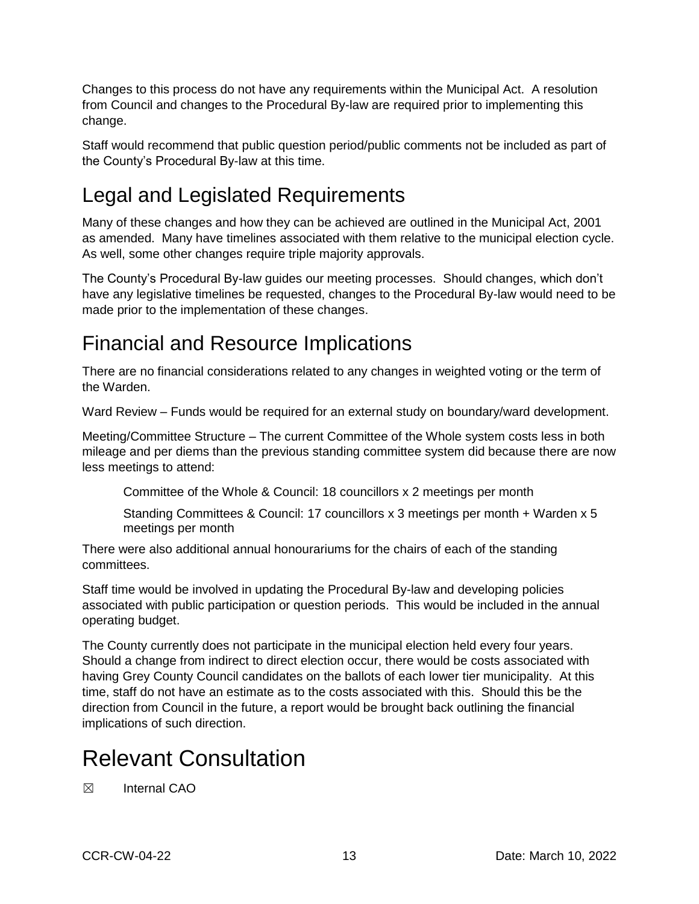Changes to this process do not have any requirements within the Municipal Act. A resolution from Council and changes to the Procedural By-law are required prior to implementing this change.

Staff would recommend that public question period/public comments not be included as part of the County's Procedural By-law at this time.

# Legal and Legislated Requirements

Many of these changes and how they can be achieved are outlined in the Municipal Act, 2001 as amended. Many have timelines associated with them relative to the municipal election cycle. As well, some other changes require triple majority approvals.

The County's Procedural By-law guides our meeting processes. Should changes, which don't have any legislative timelines be requested, changes to the Procedural By-law would need to be made prior to the implementation of these changes.

# Financial and Resource Implications

There are no financial considerations related to any changes in weighted voting or the term of the Warden.

Ward Review – Funds would be required for an external study on boundary/ward development.

Meeting/Committee Structure – The current Committee of the Whole system costs less in both mileage and per diems than the previous standing committee system did because there are now less meetings to attend:

> Committee of the Whole & Council: 18 councillors x 2 meetings per month
>
> Standing Committees & Council: 17 councillors x 3 meetings per month + Warden x 5 meetings per month

There were also additional annual honourariums for the chairs of each of the standing committees.

Staff time would be involved in updating the Procedural By-law and developing policies associated with public participation or question periods. This would be included in the annual operating budget.

The County currently does not participate in the municipal election held every four years. Should a change from indirect to direct election occur, there would be costs associated with having Grey County Council candidates on the ballots of each lower tier municipality. At this time, staff do not have an estimate as to the costs associated with this. Should this be the direction from Council in the future, a report would be brought back outlining the financial implications of such direction.

# Relevant Consultation

☒ Internal CAO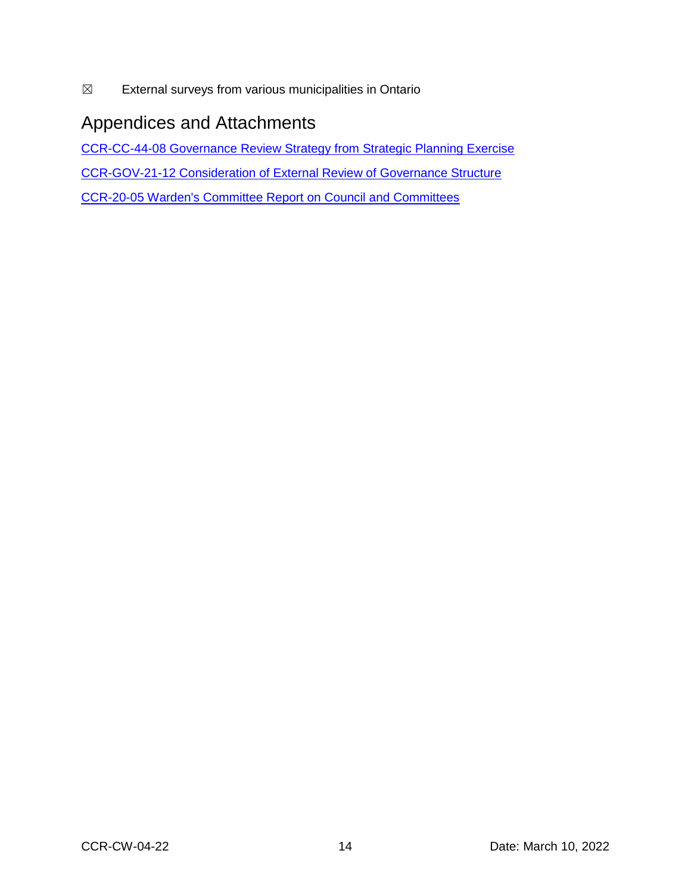☒ External surveys from various municipalities in Ontario

## Appendices and Attachments

CCR-CC-44-08 Governance Review Strategy from Strategic Planning Exercise

CCR-GOV-21-12 Consideration of External Review of Governance Structure

CCR-20-05 Warden's Committee Report on Council and Committees